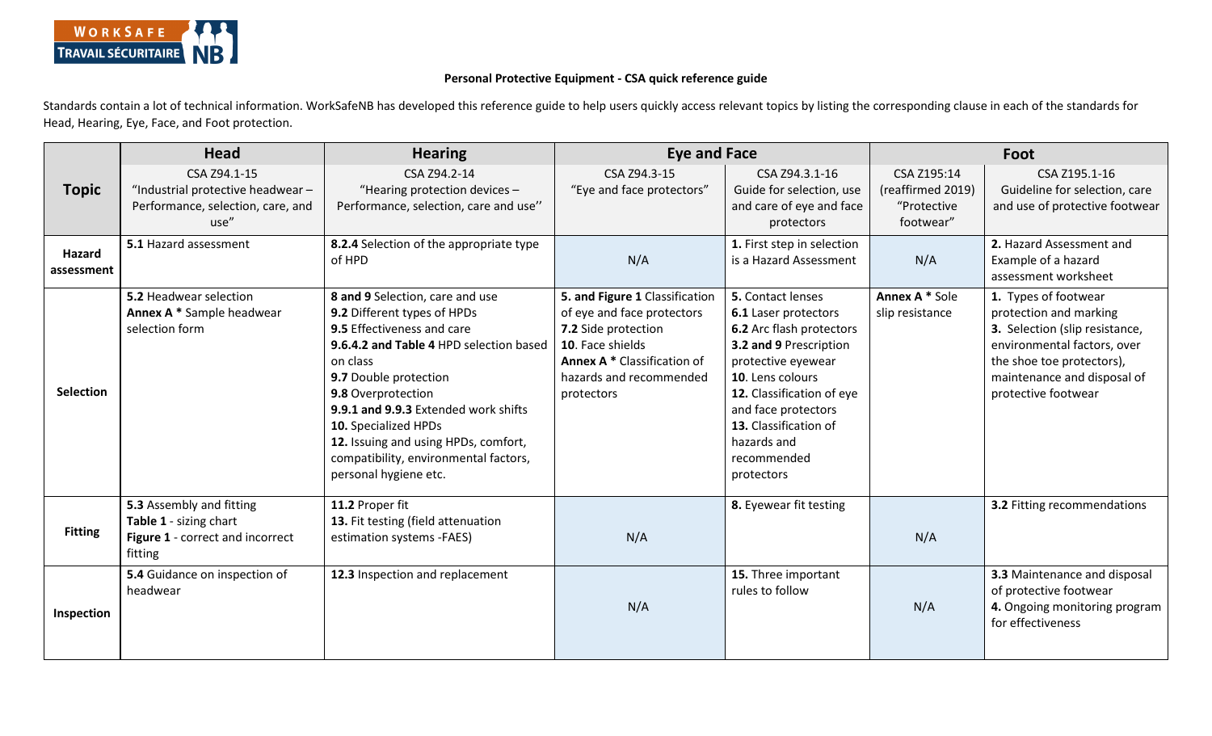**Personal Protective Equipment - CSA quick reference guide**

Standards contain a lot of technical information. WorkSafeNB has developed this reference guide to help users quickly access relevant topics by listing the corresponding clause in each of the standards for Head, Hearing, Eye, Face, and Foot protection.

| Topic | Head | Hearing | Eye and Face | | Foot | |
|---|---|---|---|---|---|---|
| | CSA Z94.1-15 "Industrial protective headwear – Performance, selection, care, and use" | CSA Z94.2-14 "Hearing protection devices – Performance, selection, care and use" | CSA Z94.3-15 "Eye and face protectors" | CSA Z94.3.1-16 Guide for selection, use and care of eye and face protectors | CSA Z195:14 (reaffirmed 2019) "Protective footwear" | CSA Z195.1-16 Guideline for selection, care and use of protective footwear |
| **Hazard assessment** | **5.1** Hazard assessment | **8.2.4** Selection of the appropriate type of HPD | N/A | **1.** First step in selection is a Hazard Assessment | N/A | **2.** Hazard Assessment and Example of a hazard assessment worksheet |
| **Selection** | **5.2** Headwear selection<br>**Annex A** * Sample headwear selection form | **8 and 9** Selection, care and use<br>**9.2** Different types of HPDs<br>**9.5** Effectiveness and care<br>**9.6.4.2 and Table 4** HPD selection based on class<br>**9.7** Double protection<br>**9.8** Overprotection<br>**9.9.1 and 9.9.3** Extended work shifts<br>**10.** Specialized HPDs<br>**12.** Issuing and using HPDs, comfort, compatibility, environmental factors, personal hygiene etc. | **5. and Figure 1** Classification of eye and face protectors<br>**7.2** Side protection<br>**10**. Face shields<br>**Annex A** * Classification of hazards and recommended protectors | **5.** Contact lenses<br>**6.1** Laser protectors<br>**6.2** Arc flash protectors<br>**3.2 and 9** Prescription protective eyewear<br>**10.** Lens colours<br>**12.** Classification of eye and face protectors<br>**13.** Classification of hazards and recommended protectors | **Annex A** * Sole slip resistance | **1.** Types of footwear protection and marking<br>**3.** Selection (slip resistance, environmental factors, over the shoe toe protectors), maintenance and disposal of protective footwear |
| **Fitting** | **5.3** Assembly and fitting<br>**Table 1** - sizing chart<br>**Figure 1** - correct and incorrect fitting | **11.2** Proper fit<br>**13.** Fit testing (field attenuation estimation systems -FAES) | N/A | **8.** Eyewear fit testing | N/A | **3.2** Fitting recommendations |
| **Inspection** | **5.4** Guidance on inspection of headwear | **12.3** Inspection and replacement | N/A | **15.** Three important rules to follow | N/A | **3.3** Maintenance and disposal of protective footwear<br>**4.** Ongoing monitoring program for effectiveness |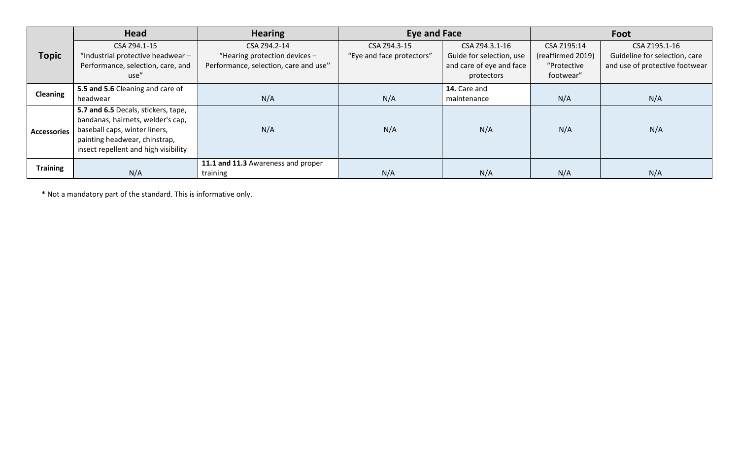| Topic | Head | Hearing | Eye and Face | | Foot | |
|---|---|---|---|---|---|---|
| | CSA Z94.1-15 "Industrial protective headwear – Performance, selection, care, and use" | CSA Z94.2-14 "Hearing protection devices – Performance, selection, care and use'' | CSA Z94.3-15 "Eye and face protectors" | CSA Z94.3.1-16 Guide for selection, use and care of eye and face protectors | CSA Z195:14 (reaffirmed 2019) "Protective footwear" | CSA Z195.1-16 Guideline for selection, care and use of protective footwear |
| **Cleaning** | **5.5 and 5.6** Cleaning and care of headwear | N/A | N/A | **14.** Care and maintenance | N/A | N/A |
| **Accessories** | **5.7 and 6.5** Decals, stickers, tape, bandanas, hairnets, welder's cap, baseball caps, winter liners, painting headwear, chinstrap, insect repellent and high visibility | N/A | N/A | N/A | N/A | N/A |
| **Training** | N/A | **11.1 and 11.3** Awareness and proper training | N/A | N/A | N/A | N/A |

**\*** Not a mandatory part of the standard. This is informative only.